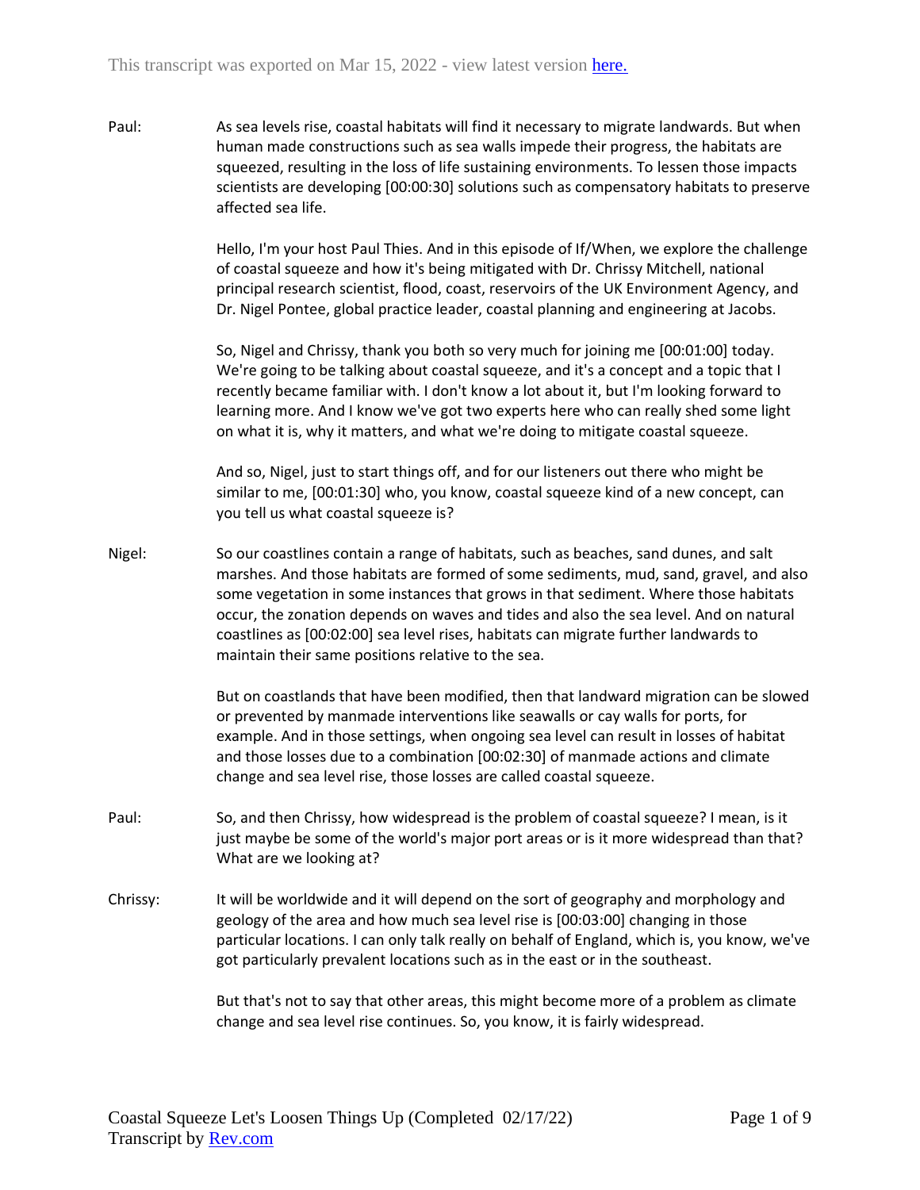This transcript was exported on Mar 15, 2022 - view latest version here.

Paul: As sea levels rise, coastal habitats will find it necessary to migrate landwards. But when human made constructions such as sea walls impede their progress, the habitats are squeezed, resulting in the loss of life sustaining environments. To lessen those impacts scientists are developing [00:00:30] solutions such as compensatory habitats to preserve affected sea life.

Hello, I'm your host Paul Thies. And in this episode of If/When, we explore the challenge of coastal squeeze and how it's being mitigated with Dr. Chrissy Mitchell, national principal research scientist, flood, coast, reservoirs of the UK Environment Agency, and Dr. Nigel Pontee, global practice leader, coastal planning and engineering at Jacobs.

So, Nigel and Chrissy, thank you both so very much for joining me [00:01:00] today. We're going to be talking about coastal squeeze, and it's a concept and a topic that I recently became familiar with. I don't know a lot about it, but I'm looking forward to learning more. And I know we've got two experts here who can really shed some light on what it is, why it matters, and what we're doing to mitigate coastal squeeze.

And so, Nigel, just to start things off, and for our listeners out there who might be similar to me, [00:01:30] who, you know, coastal squeeze kind of a new concept, can you tell us what coastal squeeze is?

Nigel: So our coastlines contain a range of habitats, such as beaches, sand dunes, and salt marshes. And those habitats are formed of some sediments, mud, sand, gravel, and also some vegetation in some instances that grows in that sediment. Where those habitats occur, the zonation depends on waves and tides and also the sea level. And on natural coastlines as [00:02:00] sea level rises, habitats can migrate further landwards to maintain their same positions relative to the sea.

But on coastlands that have been modified, then that landward migration can be slowed or prevented by manmade interventions like seawalls or cay walls for ports, for example. And in those settings, when ongoing sea level can result in losses of habitat and those losses due to a combination [00:02:30] of manmade actions and climate change and sea level rise, those losses are called coastal squeeze.

Paul: So, and then Chrissy, how widespread is the problem of coastal squeeze? I mean, is it just maybe be some of the world's major port areas or is it more widespread than that? What are we looking at?

Chrissy: It will be worldwide and it will depend on the sort of geography and morphology and geology of the area and how much sea level rise is [00:03:00] changing in those particular locations. I can only talk really on behalf of England, which is, you know, we've got particularly prevalent locations such as in the east or in the southeast.

But that's not to say that other areas, this might become more of a problem as climate change and sea level rise continues. So, you know, it is fairly widespread.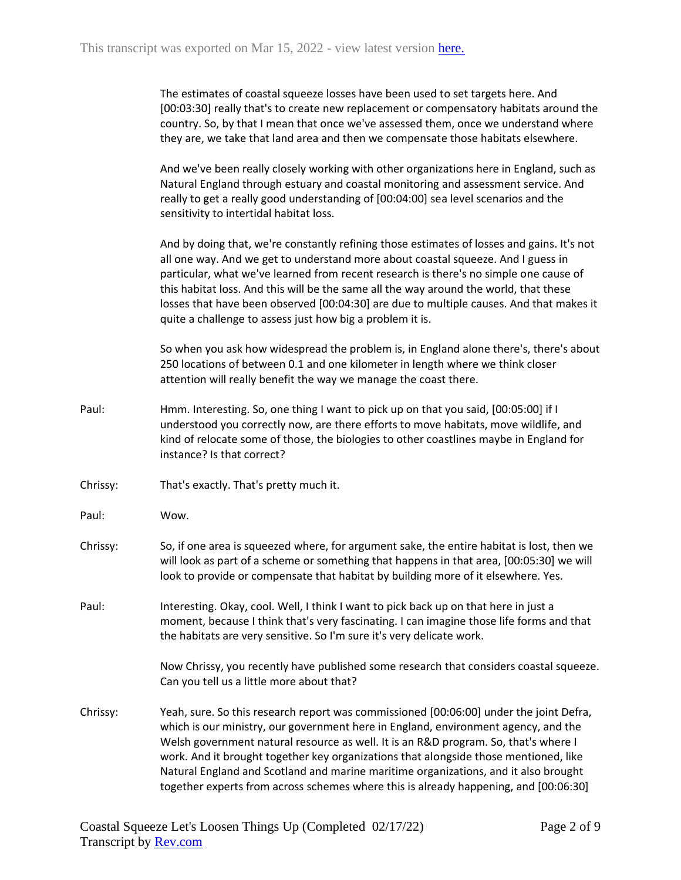The estimates of coastal squeeze losses have been used to set targets here. And [00:03:30] really that's to create new replacement or compensatory habitats around the country. So, by that I mean that once we've assessed them, once we understand where they are, we take that land area and then we compensate those habitats elsewhere.

And we've been really closely working with other organizations here in England, such as Natural England through estuary and coastal monitoring and assessment service. And really to get a really good understanding of [00:04:00] sea level scenarios and the sensitivity to intertidal habitat loss.

And by doing that, we're constantly refining those estimates of losses and gains. It's not all one way. And we get to understand more about coastal squeeze. And I guess in particular, what we've learned from recent research is there's no simple one cause of this habitat loss. And this will be the same all the way around the world, that these losses that have been observed [00:04:30] are due to multiple causes. And that makes it quite a challenge to assess just how big a problem it is.

So when you ask how widespread the problem is, in England alone there's, there's about 250 locations of between 0.1 and one kilometer in length where we think closer attention will really benefit the way we manage the coast there.

Paul: Hmm. Interesting. So, one thing I want to pick up on that you said, [00:05:00] if I understood you correctly now, are there efforts to move habitats, move wildlife, and kind of relocate some of those, the biologies to other coastlines maybe in England for instance? Is that correct?

Chrissy: That's exactly. That's pretty much it.

Paul: Wow.

Chrissy: So, if one area is squeezed where, for argument sake, the entire habitat is lost, then we will look as part of a scheme or something that happens in that area, [00:05:30] we will look to provide or compensate that habitat by building more of it elsewhere. Yes.

Paul: Interesting. Okay, cool. Well, I think I want to pick back up on that here in just a moment, because I think that's very fascinating. I can imagine those life forms and that the habitats are very sensitive. So I'm sure it's very delicate work.

Now Chrissy, you recently have published some research that considers coastal squeeze. Can you tell us a little more about that?

Chrissy: Yeah, sure. So this research report was commissioned [00:06:00] under the joint Defra, which is our ministry, our government here in England, environment agency, and the Welsh government natural resource as well. It is an R&D program. So, that's where I work. And it brought together key organizations that alongside those mentioned, like Natural England and Scotland and marine maritime organizations, and it also brought together experts from across schemes where this is already happening, and [00:06:30]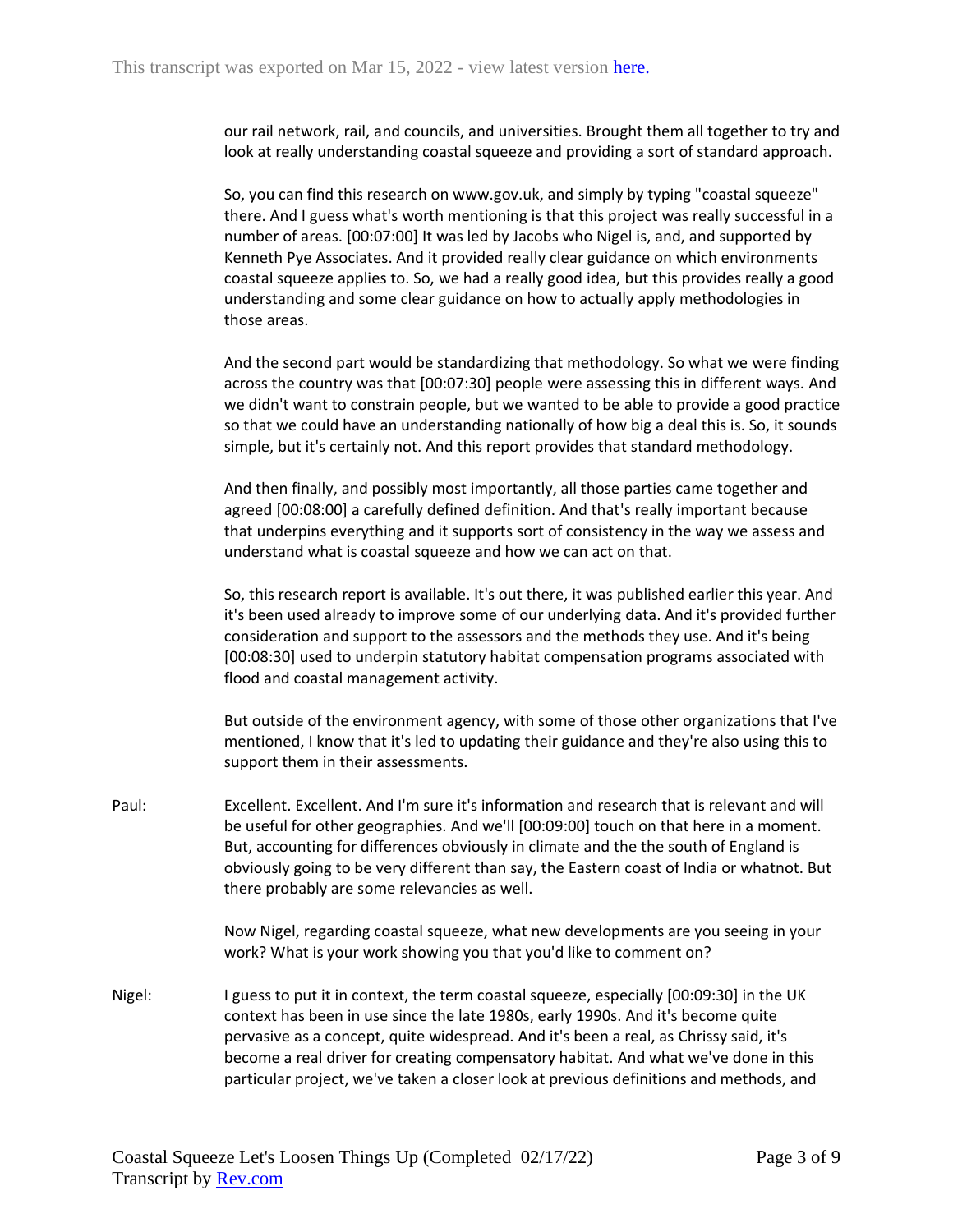our rail network, rail, and councils, and universities. Brought them all together to try and look at really understanding coastal squeeze and providing a sort of standard approach.

So, you can find this research on www.gov.uk, and simply by typing "coastal squeeze" there. And I guess what's worth mentioning is that this project was really successful in a number of areas. [00:07:00] It was led by Jacobs who Nigel is, and, and supported by Kenneth Pye Associates. And it provided really clear guidance on which environments coastal squeeze applies to. So, we had a really good idea, but this provides really a good understanding and some clear guidance on how to actually apply methodologies in those areas.

And the second part would be standardizing that methodology. So what we were finding across the country was that [00:07:30] people were assessing this in different ways. And we didn't want to constrain people, but we wanted to be able to provide a good practice so that we could have an understanding nationally of how big a deal this is. So, it sounds simple, but it's certainly not. And this report provides that standard methodology.

And then finally, and possibly most importantly, all those parties came together and agreed [00:08:00] a carefully defined definition. And that's really important because that underpins everything and it supports sort of consistency in the way we assess and understand what is coastal squeeze and how we can act on that.

So, this research report is available. It's out there, it was published earlier this year. And it's been used already to improve some of our underlying data. And it's provided further consideration and support to the assessors and the methods they use. And it's being [00:08:30] used to underpin statutory habitat compensation programs associated with flood and coastal management activity.

But outside of the environment agency, with some of those other organizations that I've mentioned, I know that it's led to updating their guidance and they're also using this to support them in their assessments.

Paul: Excellent. Excellent. And I'm sure it's information and research that is relevant and will be useful for other geographies. And we'll [00:09:00] touch on that here in a moment. But, accounting for differences obviously in climate and the the south of England is obviously going to be very different than say, the Eastern coast of India or whatnot. But there probably are some relevancies as well.

Now Nigel, regarding coastal squeeze, what new developments are you seeing in your work? What is your work showing you that you'd like to comment on?

Nigel: I guess to put it in context, the term coastal squeeze, especially [00:09:30] in the UK context has been in use since the late 1980s, early 1990s. And it's become quite pervasive as a concept, quite widespread. And it's been a real, as Chrissy said, it's become a real driver for creating compensatory habitat. And what we've done in this particular project, we've taken a closer look at previous definitions and methods, and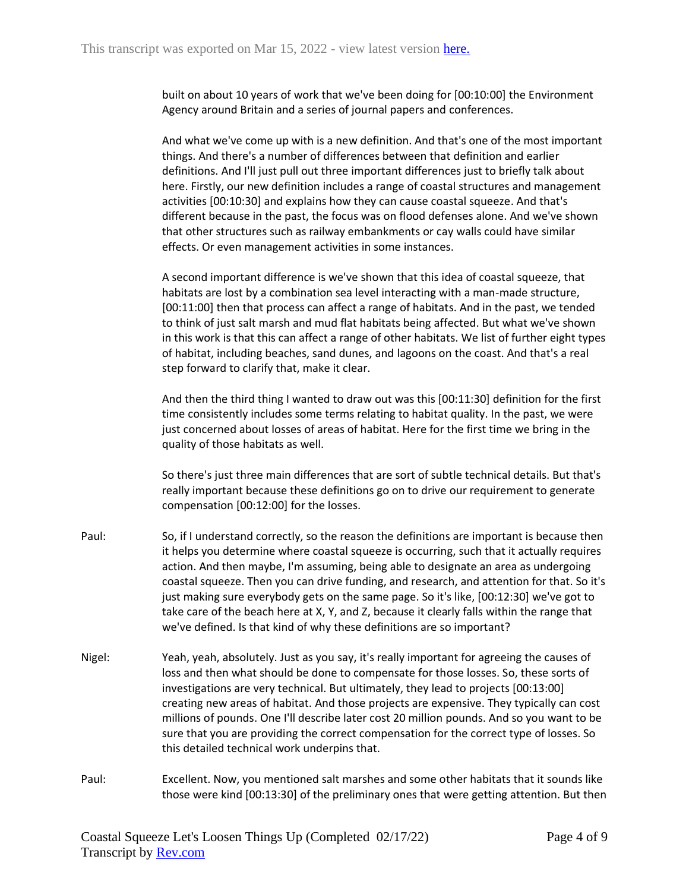built on about 10 years of work that we've been doing for [00:10:00] the Environment Agency around Britain and a series of journal papers and conferences.

And what we've come up with is a new definition. And that's one of the most important things. And there's a number of differences between that definition and earlier definitions. And I'll just pull out three important differences just to briefly talk about here. Firstly, our new definition includes a range of coastal structures and management activities [00:10:30] and explains how they can cause coastal squeeze. And that's different because in the past, the focus was on flood defenses alone. And we've shown that other structures such as railway embankments or cay walls could have similar effects. Or even management activities in some instances.

A second important difference is we've shown that this idea of coastal squeeze, that habitats are lost by a combination sea level interacting with a man-made structure, [00:11:00] then that process can affect a range of habitats. And in the past, we tended to think of just salt marsh and mud flat habitats being affected. But what we've shown in this work is that this can affect a range of other habitats. We list of further eight types of habitat, including beaches, sand dunes, and lagoons on the coast. And that's a real step forward to clarify that, make it clear.

And then the third thing I wanted to draw out was this [00:11:30] definition for the first time consistently includes some terms relating to habitat quality. In the past, we were just concerned about losses of areas of habitat. Here for the first time we bring in the quality of those habitats as well.

So there's just three main differences that are sort of subtle technical details. But that's really important because these definitions go on to drive our requirement to generate compensation [00:12:00] for the losses.

Paul: So, if I understand correctly, so the reason the definitions are important is because then it helps you determine where coastal squeeze is occurring, such that it actually requires action. And then maybe, I'm assuming, being able to designate an area as undergoing coastal squeeze. Then you can drive funding, and research, and attention for that. So it's just making sure everybody gets on the same page. So it's like, [00:12:30] we've got to take care of the beach here at X, Y, and Z, because it clearly falls within the range that we've defined. Is that kind of why these definitions are so important?

Nigel: Yeah, yeah, absolutely. Just as you say, it's really important for agreeing the causes of loss and then what should be done to compensate for those losses. So, these sorts of investigations are very technical. But ultimately, they lead to projects [00:13:00] creating new areas of habitat. And those projects are expensive. They typically can cost millions of pounds. One I'll describe later cost 20 million pounds. And so you want to be sure that you are providing the correct compensation for the correct type of losses. So this detailed technical work underpins that.

Paul: Excellent. Now, you mentioned salt marshes and some other habitats that it sounds like those were kind [00:13:30] of the preliminary ones that were getting attention. But then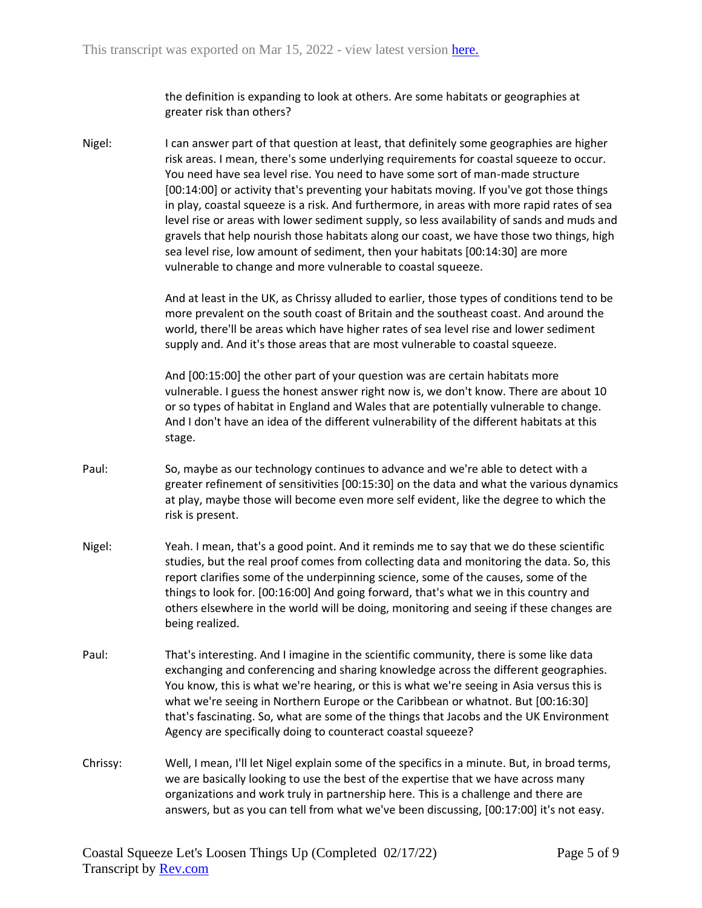the definition is expanding to look at others. Are some habitats or geographies at greater risk than others?

Nigel: I can answer part of that question at least, that definitely some geographies are higher risk areas. I mean, there's some underlying requirements for coastal squeeze to occur. You need have sea level rise. You need to have some sort of man-made structure [00:14:00] or activity that's preventing your habitats moving. If you've got those things in play, coastal squeeze is a risk. And furthermore, in areas with more rapid rates of sea level rise or areas with lower sediment supply, so less availability of sands and muds and gravels that help nourish those habitats along our coast, we have those two things, high sea level rise, low amount of sediment, then your habitats [00:14:30] are more vulnerable to change and more vulnerable to coastal squeeze.

And at least in the UK, as Chrissy alluded to earlier, those types of conditions tend to be more prevalent on the south coast of Britain and the southeast coast. And around the world, there'll be areas which have higher rates of sea level rise and lower sediment supply and. And it's those areas that are most vulnerable to coastal squeeze.

And [00:15:00] the other part of your question was are certain habitats more vulnerable. I guess the honest answer right now is, we don't know. There are about 10 or so types of habitat in England and Wales that are potentially vulnerable to change. And I don't have an idea of the different vulnerability of the different habitats at this stage.

Paul: So, maybe as our technology continues to advance and we're able to detect with a greater refinement of sensitivities [00:15:30] on the data and what the various dynamics at play, maybe those will become even more self evident, like the degree to which the risk is present.

Nigel: Yeah. I mean, that's a good point. And it reminds me to say that we do these scientific studies, but the real proof comes from collecting data and monitoring the data. So, this report clarifies some of the underpinning science, some of the causes, some of the things to look for. [00:16:00] And going forward, that's what we in this country and others elsewhere in the world will be doing, monitoring and seeing if these changes are being realized.

Paul: That's interesting. And I imagine in the scientific community, there is some like data exchanging and conferencing and sharing knowledge across the different geographies. You know, this is what we're hearing, or this is what we're seeing in Asia versus this is what we're seeing in Northern Europe or the Caribbean or whatnot. But [00:16:30] that's fascinating. So, what are some of the things that Jacobs and the UK Environment Agency are specifically doing to counteract coastal squeeze?

Chrissy: Well, I mean, I'll let Nigel explain some of the specifics in a minute. But, in broad terms, we are basically looking to use the best of the expertise that we have across many organizations and work truly in partnership here. This is a challenge and there are answers, but as you can tell from what we've been discussing, [00:17:00] it's not easy.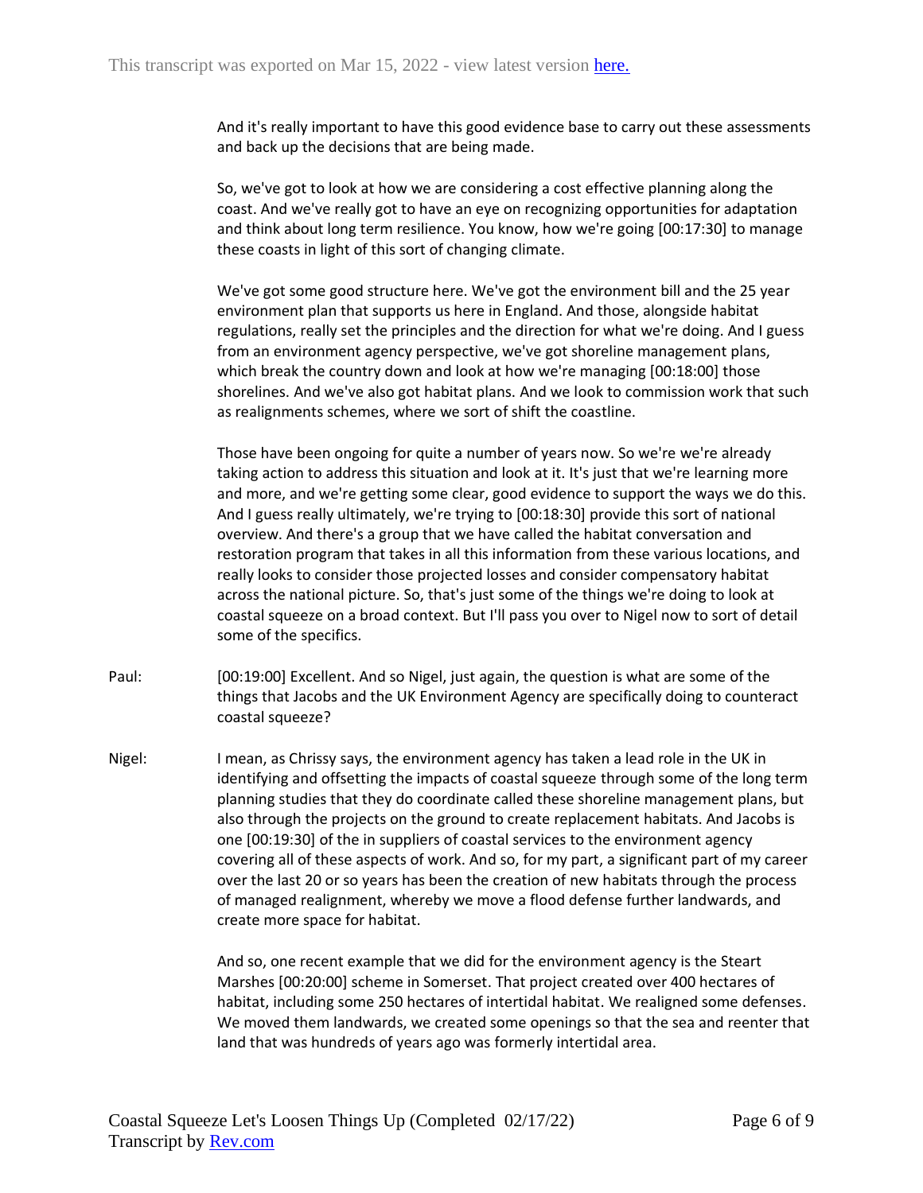And it's really important to have this good evidence base to carry out these assessments and back up the decisions that are being made.

So, we've got to look at how we are considering a cost effective planning along the coast. And we've really got to have an eye on recognizing opportunities for adaptation and think about long term resilience. You know, how we're going [00:17:30] to manage these coasts in light of this sort of changing climate.

We've got some good structure here. We've got the environment bill and the 25 year environment plan that supports us here in England. And those, alongside habitat regulations, really set the principles and the direction for what we're doing. And I guess from an environment agency perspective, we've got shoreline management plans, which break the country down and look at how we're managing [00:18:00] those shorelines. And we've also got habitat plans. And we look to commission work that such as realignments schemes, where we sort of shift the coastline.

Those have been ongoing for quite a number of years now. So we're we're already taking action to address this situation and look at it. It's just that we're learning more and more, and we're getting some clear, good evidence to support the ways we do this. And I guess really ultimately, we're trying to [00:18:30] provide this sort of national overview. And there's a group that we have called the habitat conversation and restoration program that takes in all this information from these various locations, and really looks to consider those projected losses and consider compensatory habitat across the national picture. So, that's just some of the things we're doing to look at coastal squeeze on a broad context. But I'll pass you over to Nigel now to sort of detail some of the specifics.

Paul: [00:19:00] Excellent. And so Nigel, just again, the question is what are some of the things that Jacobs and the UK Environment Agency are specifically doing to counteract coastal squeeze?

Nigel: I mean, as Chrissy says, the environment agency has taken a lead role in the UK in identifying and offsetting the impacts of coastal squeeze through some of the long term planning studies that they do coordinate called these shoreline management plans, but also through the projects on the ground to create replacement habitats. And Jacobs is one [00:19:30] of the in suppliers of coastal services to the environment agency covering all of these aspects of work. And so, for my part, a significant part of my career over the last 20 or so years has been the creation of new habitats through the process of managed realignment, whereby we move a flood defense further landwards, and create more space for habitat.

And so, one recent example that we did for the environment agency is the Steart Marshes [00:20:00] scheme in Somerset. That project created over 400 hectares of habitat, including some 250 hectares of intertidal habitat. We realigned some defenses. We moved them landwards, we created some openings so that the sea and reenter that land that was hundreds of years ago was formerly intertidal area.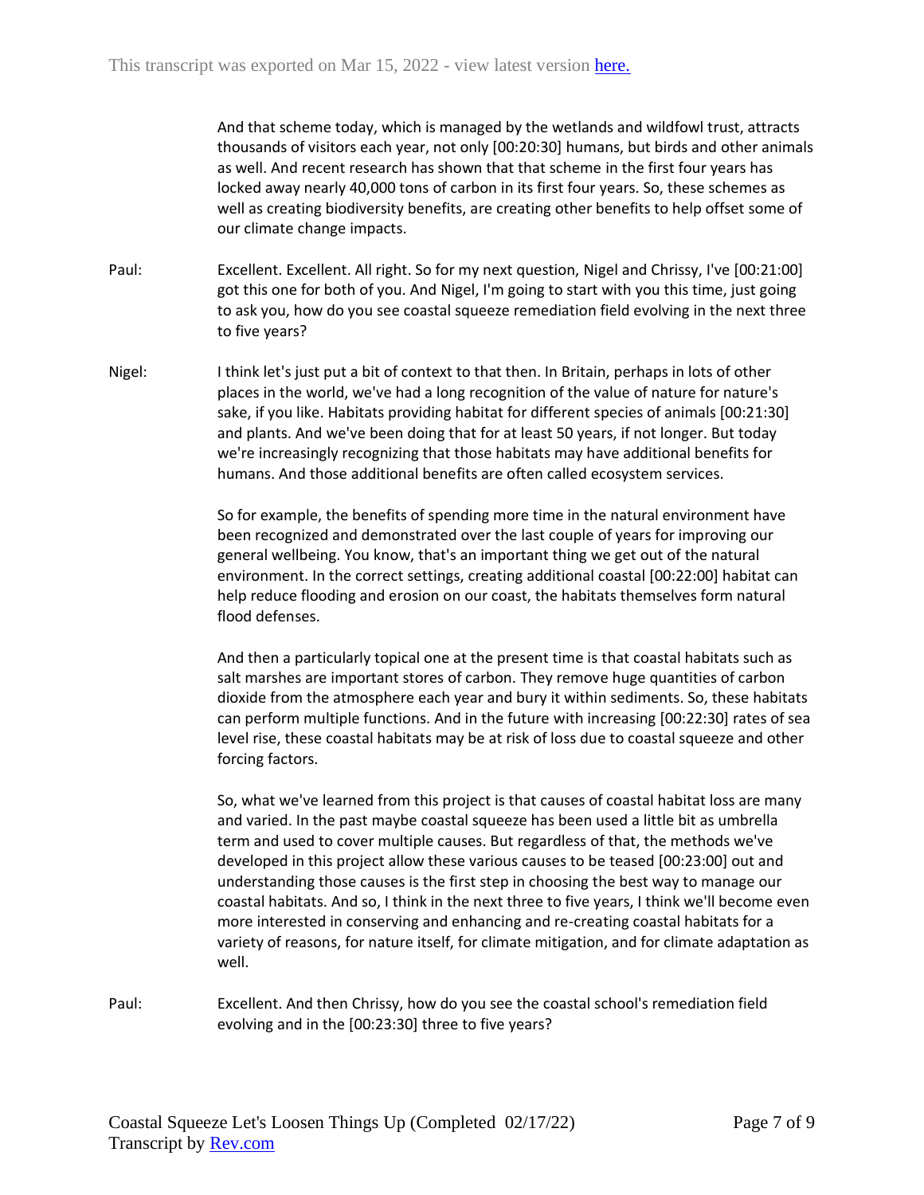And that scheme today, which is managed by the wetlands and wildfowl trust, attracts thousands of visitors each year, not only [00:20:30] humans, but birds and other animals as well. And recent research has shown that that scheme in the first four years has locked away nearly 40,000 tons of carbon in its first four years. So, these schemes as well as creating biodiversity benefits, are creating other benefits to help offset some of our climate change impacts.

**Paul:** Excellent. Excellent. All right. So for my next question, Nigel and Chrissy, I've [00:21:00] got this one for both of you. And Nigel, I'm going to start with you this time, just going to ask you, how do you see coastal squeeze remediation field evolving in the next three to five years?

**Nigel:** I think let's just put a bit of context to that then. In Britain, perhaps in lots of other places in the world, we've had a long recognition of the value of nature for nature's sake, if you like. Habitats providing habitat for different species of animals [00:21:30] and plants. And we've been doing that for at least 50 years, if not longer. But today we're increasingly recognizing that those habitats may have additional benefits for humans. And those additional benefits are often called ecosystem services.

So for example, the benefits of spending more time in the natural environment have been recognized and demonstrated over the last couple of years for improving our general wellbeing. You know, that's an important thing we get out of the natural environment. In the correct settings, creating additional coastal [00:22:00] habitat can help reduce flooding and erosion on our coast, the habitats themselves form natural flood defenses.

And then a particularly topical one at the present time is that coastal habitats such as salt marshes are important stores of carbon. They remove huge quantities of carbon dioxide from the atmosphere each year and bury it within sediments. So, these habitats can perform multiple functions. And in the future with increasing [00:22:30] rates of sea level rise, these coastal habitats may be at risk of loss due to coastal squeeze and other forcing factors.

So, what we've learned from this project is that causes of coastal habitat loss are many and varied. In the past maybe coastal squeeze has been used a little bit as umbrella term and used to cover multiple causes. But regardless of that, the methods we've developed in this project allow these various causes to be teased [00:23:00] out and understanding those causes is the first step in choosing the best way to manage our coastal habitats. And so, I think in the next three to five years, I think we'll become even more interested in conserving and enhancing and re-creating coastal habitats for a variety of reasons, for nature itself, for climate mitigation, and for climate adaptation as well.

**Paul:** Excellent. And then Chrissy, how do you see the coastal school's remediation field evolving and in the [00:23:30] three to five years?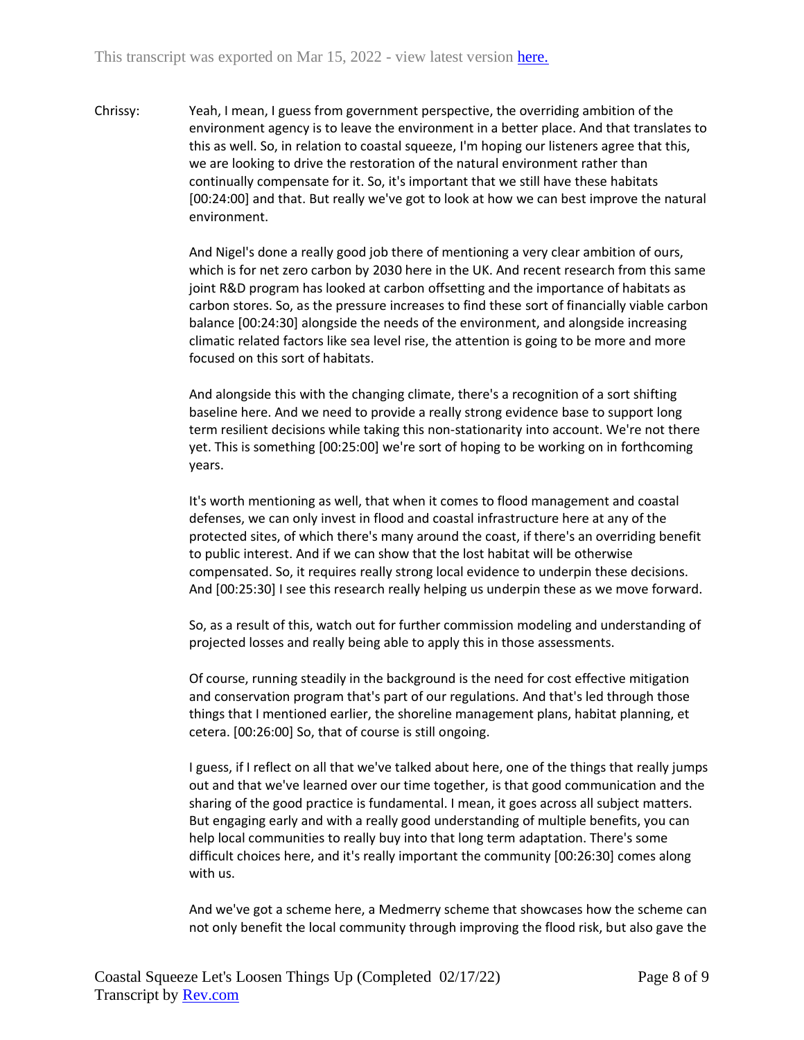Chrissy: Yeah, I mean, I guess from government perspective, the overriding ambition of the environment agency is to leave the environment in a better place. And that translates to this as well. So, in relation to coastal squeeze, I'm hoping our listeners agree that this, we are looking to drive the restoration of the natural environment rather than continually compensate for it. So, it's important that we still have these habitats [00:24:00] and that. But really we've got to look at how we can best improve the natural environment.

And Nigel's done a really good job there of mentioning a very clear ambition of ours, which is for net zero carbon by 2030 here in the UK. And recent research from this same joint R&D program has looked at carbon offsetting and the importance of habitats as carbon stores. So, as the pressure increases to find these sort of financially viable carbon balance [00:24:30] alongside the needs of the environment, and alongside increasing climatic related factors like sea level rise, the attention is going to be more and more focused on this sort of habitats.

And alongside this with the changing climate, there's a recognition of a sort shifting baseline here. And we need to provide a really strong evidence base to support long term resilient decisions while taking this non-stationarity into account. We're not there yet. This is something [00:25:00] we're sort of hoping to be working on in forthcoming years.

It's worth mentioning as well, that when it comes to flood management and coastal defenses, we can only invest in flood and coastal infrastructure here at any of the protected sites, of which there's many around the coast, if there's an overriding benefit to public interest. And if we can show that the lost habitat will be otherwise compensated. So, it requires really strong local evidence to underpin these decisions. And [00:25:30] I see this research really helping us underpin these as we move forward.

So, as a result of this, watch out for further commission modeling and understanding of projected losses and really being able to apply this in those assessments.

Of course, running steadily in the background is the need for cost effective mitigation and conservation program that's part of our regulations. And that's led through those things that I mentioned earlier, the shoreline management plans, habitat planning, et cetera. [00:26:00] So, that of course is still ongoing.

I guess, if I reflect on all that we've talked about here, one of the things that really jumps out and that we've learned over our time together, is that good communication and the sharing of the good practice is fundamental. I mean, it goes across all subject matters. But engaging early and with a really good understanding of multiple benefits, you can help local communities to really buy into that long term adaptation. There's some difficult choices here, and it's really important the community [00:26:30] comes along with us.

And we've got a scheme here, a Medmerry scheme that showcases how the scheme can not only benefit the local community through improving the flood risk, but also gave the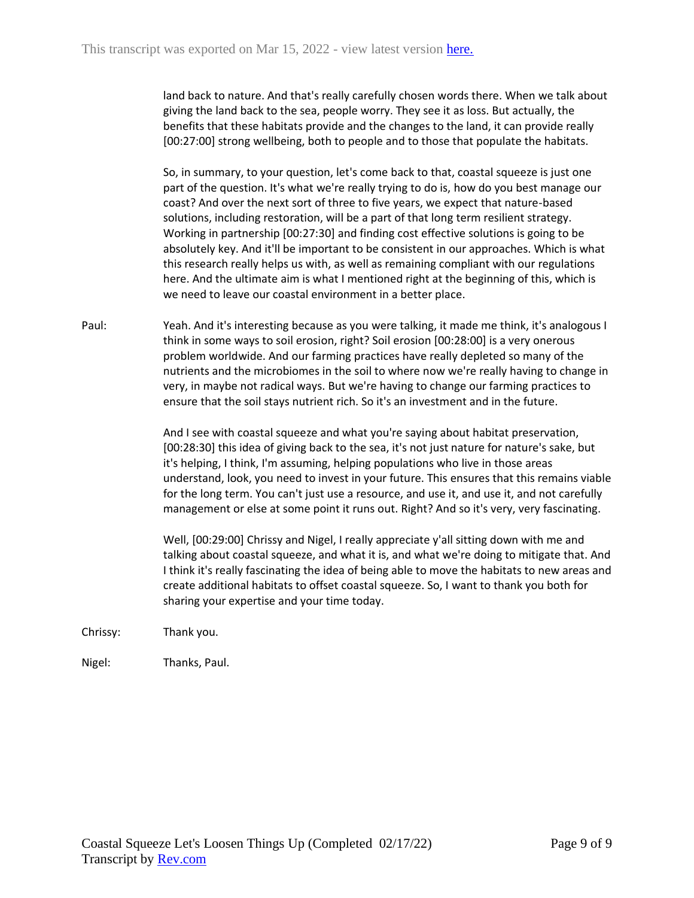land back to nature. And that's really carefully chosen words there. When we talk about giving the land back to the sea, people worry. They see it as loss. But actually, the benefits that these habitats provide and the changes to the land, it can provide really [00:27:00] strong wellbeing, both to people and to those that populate the habitats.

So, in summary, to your question, let's come back to that, coastal squeeze is just one part of the question. It's what we're really trying to do is, how do you best manage our coast? And over the next sort of three to five years, we expect that nature-based solutions, including restoration, will be a part of that long term resilient strategy. Working in partnership [00:27:30] and finding cost effective solutions is going to be absolutely key. And it'll be important to be consistent in our approaches. Which is what this research really helps us with, as well as remaining compliant with our regulations here. And the ultimate aim is what I mentioned right at the beginning of this, which is we need to leave our coastal environment in a better place.

Paul: Yeah. And it's interesting because as you were talking, it made me think, it's analogous I think in some ways to soil erosion, right? Soil erosion [00:28:00] is a very onerous problem worldwide. And our farming practices have really depleted so many of the nutrients and the microbiomes in the soil to where now we're really having to change in very, in maybe not radical ways. But we're having to change our farming practices to ensure that the soil stays nutrient rich. So it's an investment and in the future.

And I see with coastal squeeze and what you're saying about habitat preservation, [00:28:30] this idea of giving back to the sea, it's not just nature for nature's sake, but it's helping, I think, I'm assuming, helping populations who live in those areas understand, look, you need to invest in your future. This ensures that this remains viable for the long term. You can't just use a resource, and use it, and use it, and not carefully management or else at some point it runs out. Right? And so it's very, very fascinating.

Well, [00:29:00] Chrissy and Nigel, I really appreciate y'all sitting down with me and talking about coastal squeeze, and what it is, and what we're doing to mitigate that. And I think it's really fascinating the idea of being able to move the habitats to new areas and create additional habitats to offset coastal squeeze. So, I want to thank you both for sharing your expertise and your time today.

Chrissy: Thank you.

Nigel: Thanks, Paul.